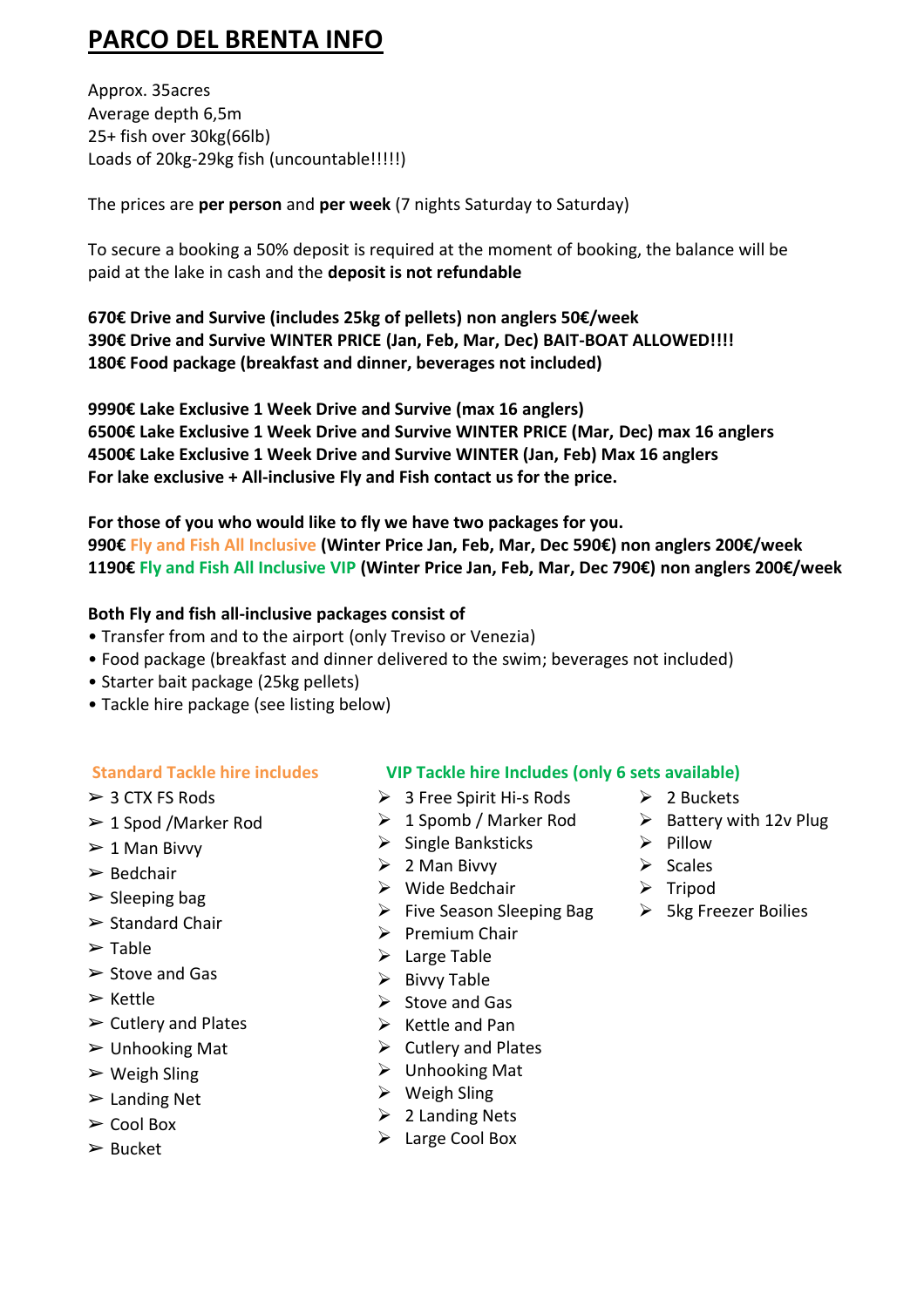# PARCO DEL BRENTA INFO

Approx. 35acres
Average depth 6,5m
25+ fish over 30kg(66lb)
Loads of 20kg-29kg fish (uncountable!!!!!)

The prices are **per person** and **per week** (7 nights Saturday to Saturday)

To secure a booking a 50% deposit is required at the moment of booking, the balance will be paid at the lake in cash and the **deposit is not refundable**

**670€ Drive and Survive (includes 25kg of pellets) non anglers 50€/week**
**390€ Drive and Survive WINTER PRICE (Jan, Feb, Mar, Dec) BAIT-BOAT ALLOWED!!!!**
**180€ Food package (breakfast and dinner, beverages not included)**

**9990€ Lake Exclusive 1 Week Drive and Survive (max 16 anglers)**
**6500€ Lake Exclusive 1 Week Drive and Survive WINTER PRICE (Mar, Dec) max 16 anglers**
**4500€ Lake Exclusive 1 Week Drive and Survive WINTER (Jan, Feb) Max 16 anglers**
**For lake exclusive + All-inclusive Fly and Fish contact us for the price.**

**For those of you who would like to fly we have two packages for you.**
**990€ Fly and Fish All Inclusive (Winter Price Jan, Feb, Mar, Dec 590€) non anglers 200€/week**
**1190€ Fly and Fish All Inclusive VIP (Winter Price Jan, Feb, Mar, Dec 790€) non anglers 200€/week**

**Both Fly and fish all-inclusive packages consist of**

- Transfer from and to the airport (only Treviso or Venezia)
- Food package (breakfast and dinner delivered to the swim; beverages not included)
- Starter bait package (25kg pellets)
- Tackle hire package (see listing below)

**Standard Tackle hire includes**

- 3 CTX FS Rods
- 1 Spod /Marker Rod
- 1 Man Bivvy
- Bedchair
- Sleeping bag
- Standard Chair
- Table
- Stove and Gas
- Kettle
- Cutlery and Plates
- Unhooking Mat
- Weigh Sling
- Landing Net
- Cool Box
- Bucket

**VIP Tackle hire Includes (only 6 sets available)**

- 3 Free Spirit Hi-s Rods
- 1 Spomb / Marker Rod
- Single Banksticks
- 2 Man Bivvy
- Wide Bedchair
- Five Season Sleeping Bag
- Premium Chair
- Large Table
- Bivvy Table
- Stove and Gas
- Kettle and Pan
- Cutlery and Plates
- Unhooking Mat
- Weigh Sling
- 2 Landing Nets
- Large Cool Box
- 2 Buckets
- Battery with 12v Plug
- Pillow
- Scales
- Tripod
- 5kg Freezer Boilies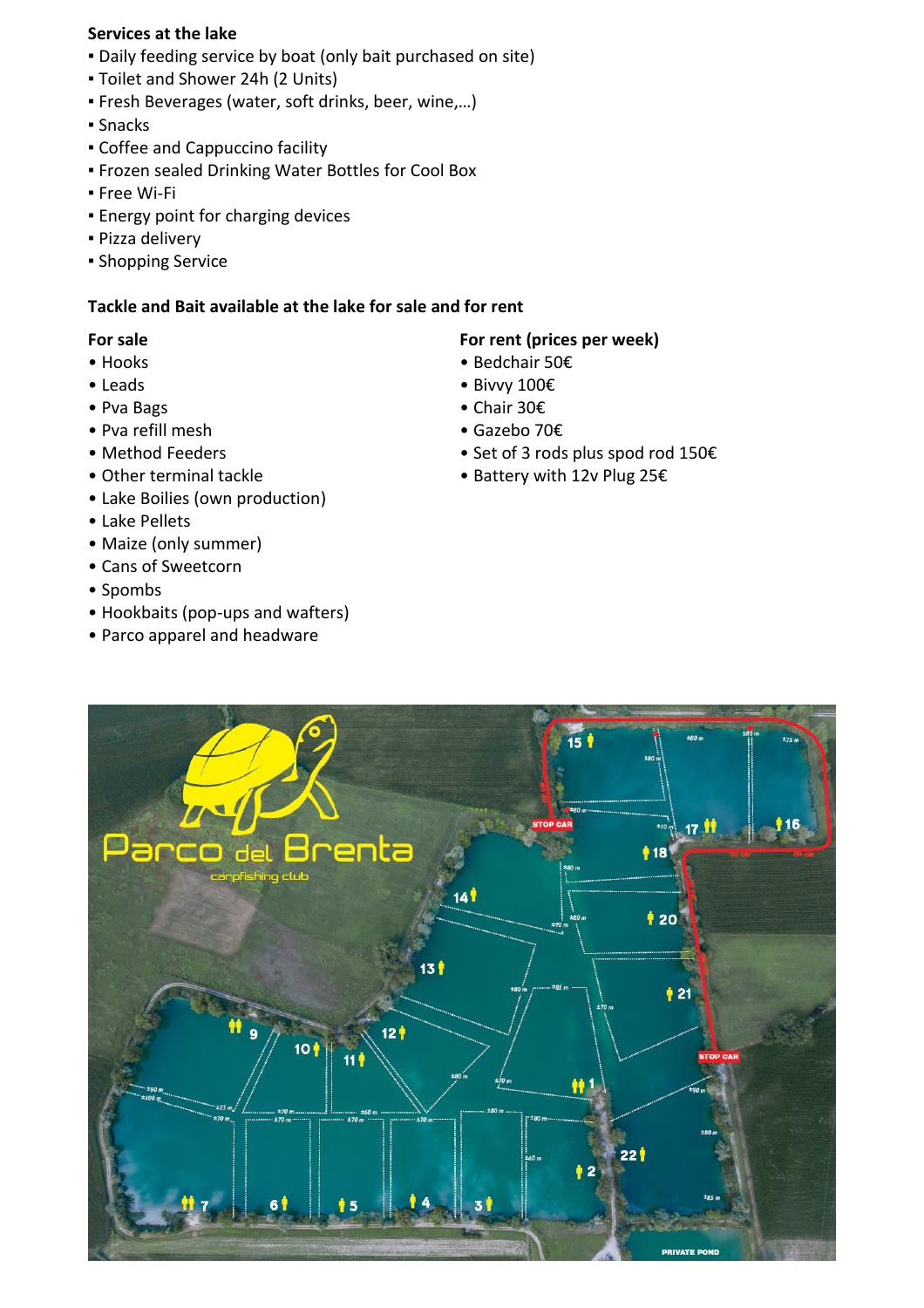**Services at the lake**

- Daily feeding service by boat (only bait purchased on site)
- Toilet and Shower 24h (2 Units)
- Fresh Beverages (water, soft drinks, beer, wine,…)
- Snacks
- Coffee and Cappuccino facility
- Frozen sealed Drinking Water Bottles for Cool Box
- Free Wi-Fi
- Energy point for charging devices
- Pizza delivery
- Shopping Service

**Tackle and Bait available at the lake for sale and for rent**

**For sale**

- Hooks
- Leads
- Pva Bags
- Pva refill mesh
- Method Feeders
- Other terminal tackle
- Lake Boilies (own production)
- Lake Pellets
- Maize (only summer)
- Cans of Sweetcorn
- Spombs
- Hookbaits (pop-ups and wafters)
- Parco apparel and headware

**For rent (prices per week)**

- Bedchair 50€
- Bivvy 100€
- Chair 30€
- Gazebo 70€
- Set of 3 rods plus spod rod 150€
- Battery with 12v Plug 25€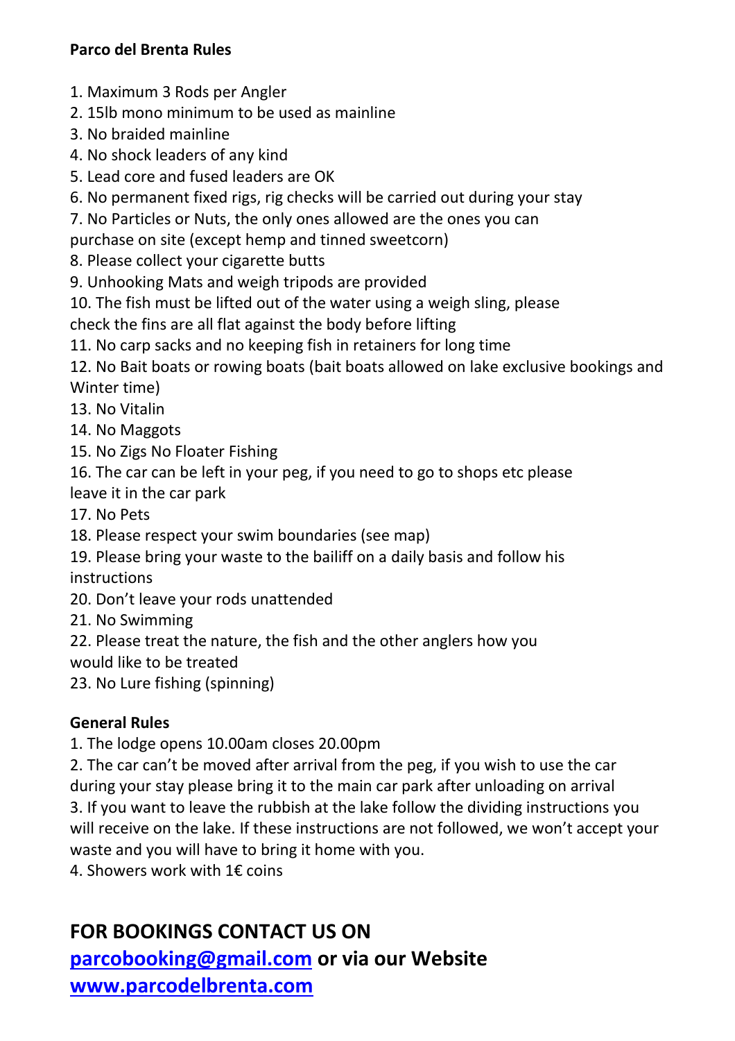**Parco del Brenta Rules**

1. Maximum 3 Rods per Angler
2. 15lb mono minimum to be used as mainline
3. No braided mainline
4. No shock leaders of any kind
5. Lead core and fused leaders are OK
6. No permanent fixed rigs, rig checks will be carried out during your stay
7. No Particles or Nuts, the only ones allowed are the ones you can purchase on site (except hemp and tinned sweetcorn)
8. Please collect your cigarette butts
9. Unhooking Mats and weigh tripods are provided
10. The fish must be lifted out of the water using a weigh sling, please check the fins are all flat against the body before lifting
11. No carp sacks and no keeping fish in retainers for long time
12. No Bait boats or rowing boats (bait boats allowed on lake exclusive bookings and Winter time)
13. No Vitalin
14. No Maggots
15. No Zigs No Floater Fishing
16. The car can be left in your peg, if you need to go to shops etc please leave it in the car park
17. No Pets
18. Please respect your swim boundaries (see map)
19. Please bring your waste to the bailiff on a daily basis and follow his instructions
20. Don't leave your rods unattended
21. No Swimming
22. Please treat the nature, the fish and the other anglers how you would like to be treated
23. No Lure fishing (spinning)

**General Rules**

1. The lodge opens 10.00am closes 20.00pm
2. The car can't be moved after arrival from the peg, if you wish to use the car during your stay please bring it to the main car park after unloading on arrival
3. If you want to leave the rubbish at the lake follow the dividing instructions you will receive on the lake. If these instructions are not followed, we won't accept your waste and you will have to bring it home with you.
4. Showers work with 1€ coins

## FOR BOOKINGS CONTACT US ON parcobooking@gmail.com or via our Website www.parcodelbrenta.com